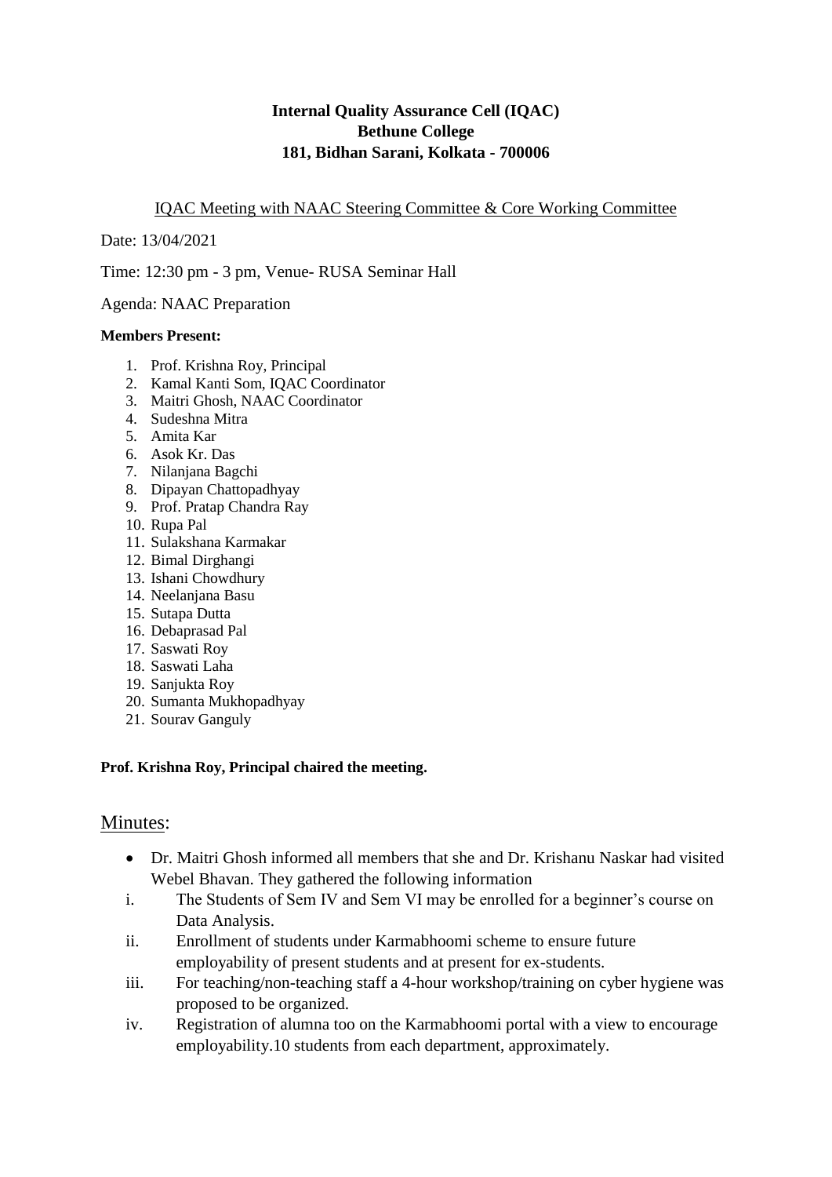**Internal Quality Assurance Cell (IQAC)**
**Bethune College**
**181, Bidhan Sarani, Kolkata - 700006**

IQAC Meeting with NAAC Steering Committee & Core Working Committee

Date: 13/04/2021

Time: 12:30 pm - 3 pm, Venue- RUSA Seminar Hall

Agenda: NAAC Preparation

**Members Present:**

1. Prof. Krishna Roy, Principal
2. Kamal Kanti Som, IQAC Coordinator
3. Maitri Ghosh, NAAC Coordinator
4. Sudeshna Mitra
5. Amita Kar
6. Asok Kr. Das
7. Nilanjana Bagchi
8. Dipayan Chattopadhyay
9. Prof. Pratap Chandra Ray
10. Rupa Pal
11. Sulakshana Karmakar
12. Bimal Dirghangi
13. Ishani Chowdhury
14. Neelanjana Basu
15. Sutapa Dutta
16. Debaprasad Pal
17. Saswati Roy
18. Saswati Laha
19. Sanjukta Roy
20. Sumanta Mukhopadhyay
21. Sourav Ganguly

**Prof. Krishna Roy, Principal chaired the meeting.**

## Minutes:

- Dr. Maitri Ghosh informed all members that she and Dr. Krishanu Naskar had visited Webel Bhavan. They gathered the following information

i. The Students of Sem IV and Sem VI may be enrolled for a beginner's course on Data Analysis.

ii. Enrollment of students under Karmabhoomi scheme to ensure future employability of present students and at present for ex-students.

iii. For teaching/non-teaching staff a 4-hour workshop/training on cyber hygiene was proposed to be organized.

iv. Registration of alumna too on the Karmabhoomi portal with a view to encourage employability.10 students from each department, approximately.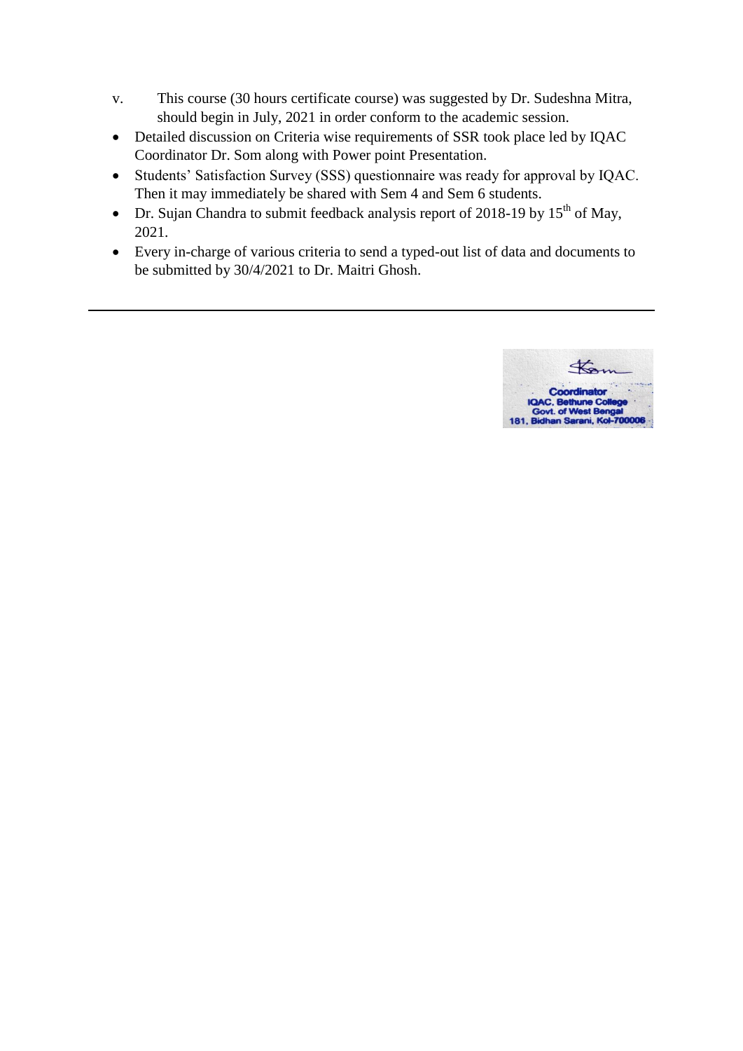v. This course (30 hours certificate course) was suggested by Dr. Sudeshna Mitra, should begin in July, 2021 in order conform to the academic session.

- Detailed discussion on Criteria wise requirements of SSR took place led by IQAC Coordinator Dr. Som along with Power point Presentation.
- Students' Satisfaction Survey (SSS) questionnaire was ready for approval by IQAC. Then it may immediately be shared with Sem 4 and Sem 6 students.
- Dr. Sujan Chandra to submit feedback analysis report of 2018-19 by 15th of May, 2021.
- Every in-charge of various criteria to send a typed-out list of data and documents to be submitted by 30/4/2021 to Dr. Maitri Ghosh.

---

Coordinator
IQAC, Bethune College
Govt. of West Bengal
181, Bidhan Sarani, Kol-700006